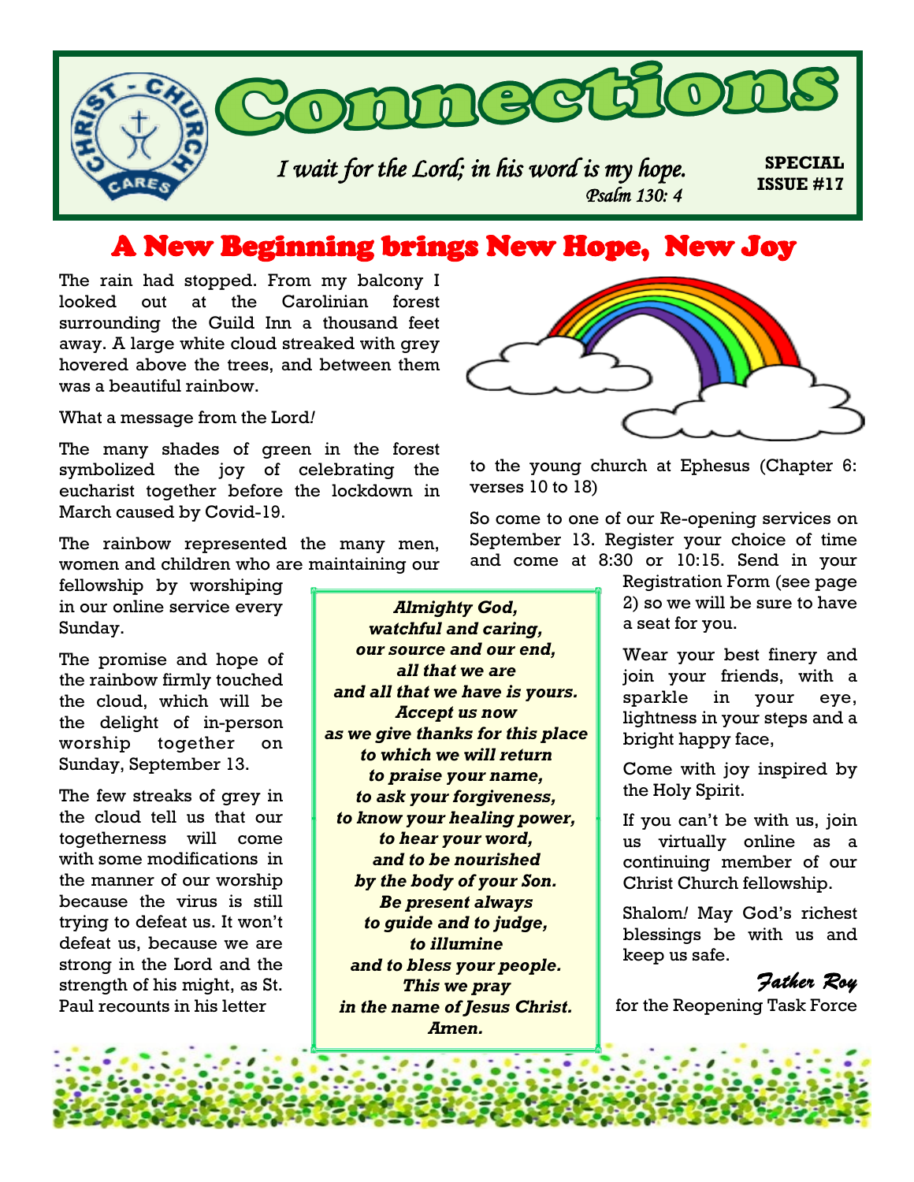# Connections

*I wait for the Lord; in his word is my hope.*
*Psalm 130: 4*

**SPECIAL ISSUE #17**

## A New Beginning brings New Hope, New Joy

The rain had stopped. From my balcony I looked out at the Carolinian forest surrounding the Guild Inn a thousand feet away. A large white cloud streaked with grey hovered above the trees, and between them was a beautiful rainbow.

What a message from the Lord!

The many shades of green in the forest symbolized the joy of celebrating the eucharist together before the lockdown in March caused by Covid-19.

The rainbow represented the many men, women and children who are maintaining our fellowship by worshiping in our online service every Sunday.

The promise and hope of the rainbow firmly touched the cloud, which will be the delight of in-person worship together on Sunday, September 13.

The few streaks of grey in the cloud tell us that our togetherness will come with some modifications in the manner of our worship because the virus is still trying to defeat us. It won't defeat us, because we are strong in the Lord and the strength of his might, as St. Paul recounts in his letter to the young church at Ephesus (Chapter 6: verses 10 to 18)

So come to one of our Re-opening services on September 13. Register your choice of time and come at 8:30 or 10:15. Send in your Registration Form (see page 2) so we will be sure to have a seat for you.

Wear your best finery and join your friends, with a sparkle in your eye, lightness in your steps and a bright happy face,

Come with joy inspired by the Holy Spirit.

If you can't be with us, join us virtually online as a continuing member of our Christ Church fellowship.

Shalom! May God's richest blessings be with us and keep us safe.

*Father Roy*
for the Reopening Task Force

***Almighty God,***
***watchful and caring,***
***our source and our end,***
***all that we are***
***and all that we have is yours.***
***Accept us now***
***as we give thanks for this place***
***to which we will return***
***to praise your name,***
***to ask your forgiveness,***
***to know your healing power,***
***to hear your word,***
***and to be nourished***
***by the body of your Son.***
***Be present always***
***to guide and to judge,***
***to illumine***
***and to bless your people.***
***This we pray***
***in the name of Jesus Christ.***
***Amen.***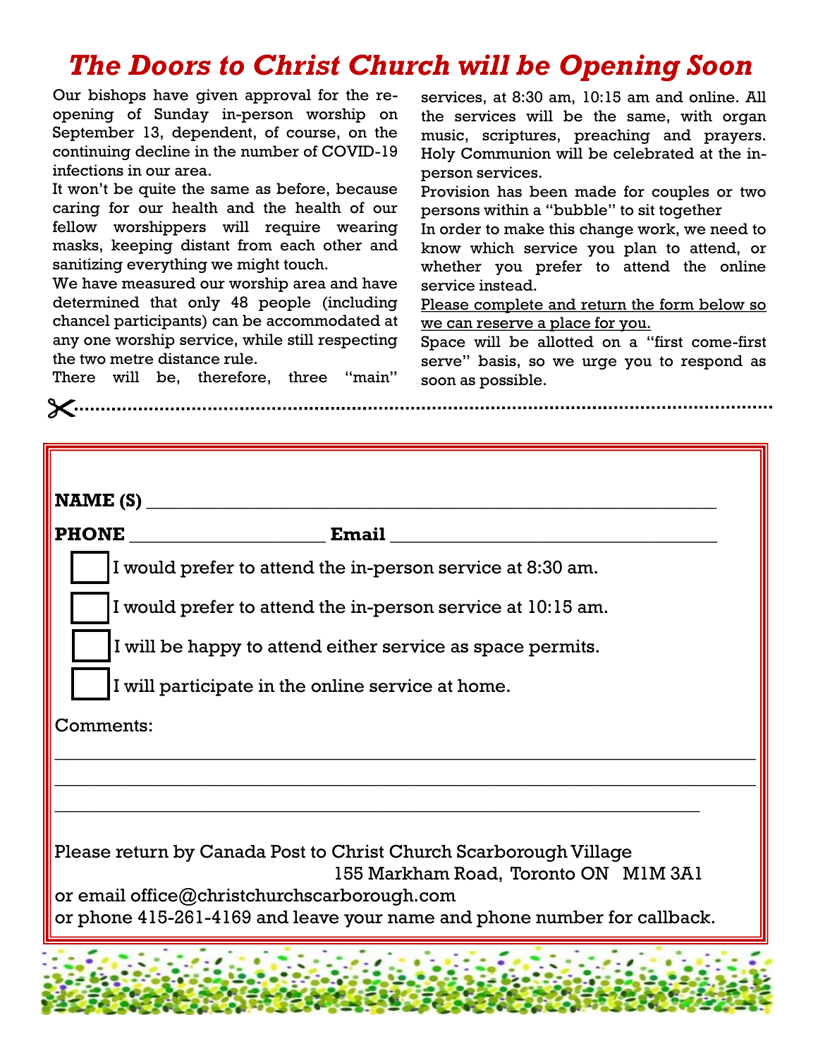# *The Doors to Christ Church will be Opening Soon*

Our bishops have given approval for the re-opening of Sunday in-person worship on September 13, dependent, of course, on the continuing decline in the number of COVID-19 infections in our area.

It won't be quite the same as before, because caring for our health and the health of our fellow worshippers will require wearing masks, keeping distant from each other and sanitizing everything we might touch.

We have measured our worship area and have determined that only 48 people (including chancel participants) can be accommodated at any one worship service, while still respecting the two metre distance rule.

There will be, therefore, three "main" services, at 8:30 am, 10:15 am and online. All the services will be the same, with organ music, scriptures, preaching and prayers. Holy Communion will be celebrated at the in-person services.

Provision has been made for couples or two persons within a "bubble" to sit together

In order to make this change work, we need to know which service you plan to attend, or whether you prefer to attend the online service instead.

<u>Please complete and return the form below so we can reserve a place for you.</u>

Space will be allotted on a "first come-first serve" basis, so we urge you to respond as soon as possible.

✂..........................................................................................................

**NAME (S)** ________________________________________________

**PHONE** ____________________ **Email** ___________________________

☐ I would prefer to attend the in-person service at 8:30 am.

☐ I would prefer to attend the in-person service at 10:15 am.

☐ I will be happy to attend either service as space permits.

☐ I will participate in the online service at home.

Comments:

______________________________________________________________

______________________________________________________________

______________________________________________________________

Please return by Canada Post to Christ Church Scarborough Village
155 Markham Road, Toronto ON M1M 3A1
or email office@christchurchscarborough.com
or phone 415-261-4169 and leave your name and phone number for callback.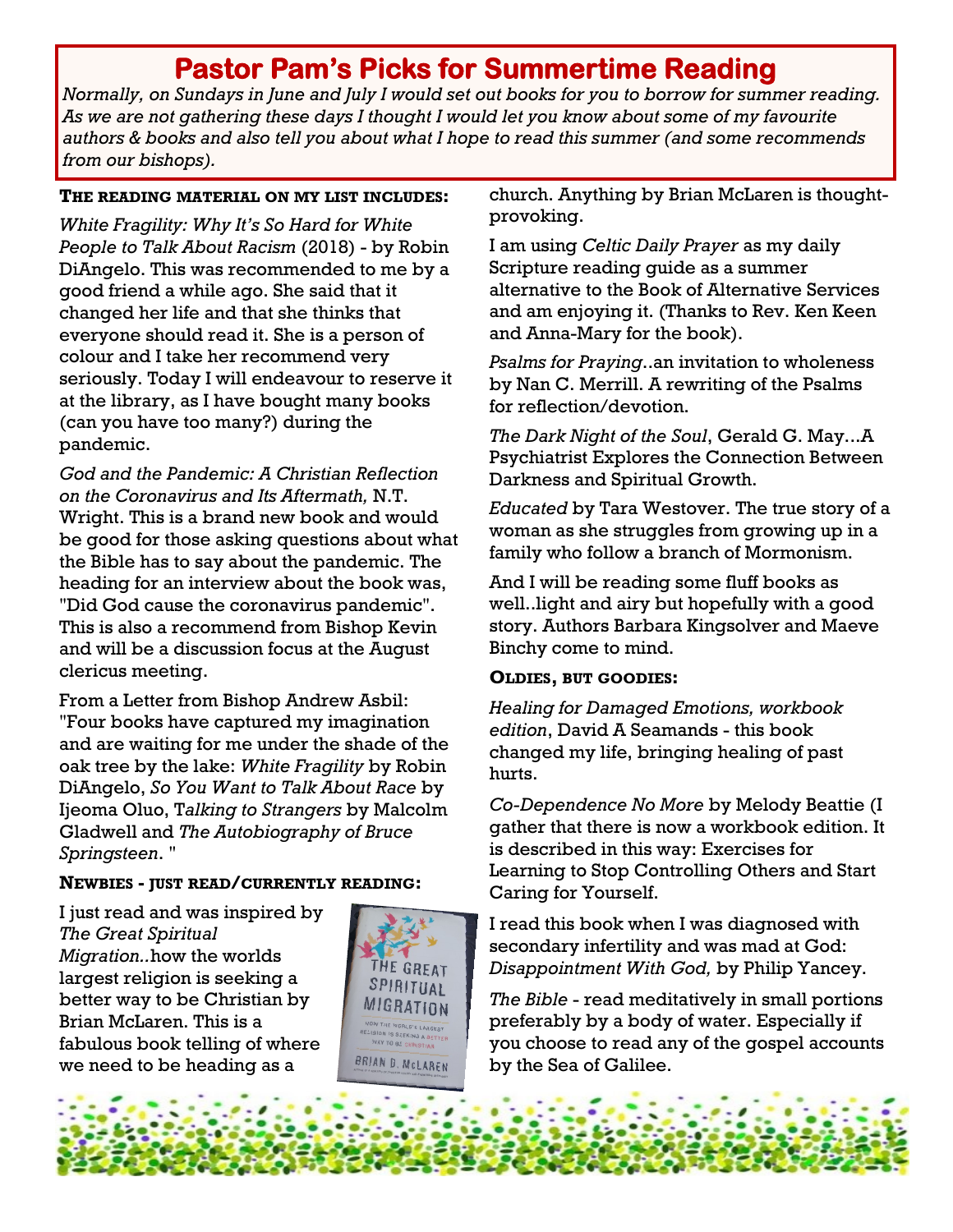# Pastor Pam's Picks for Summertime Reading

*Normally, on Sundays in June and July I would set out books for you to borrow for summer reading. As we are not gathering these days I thought I would let you know about some of my favourite authors & books and also tell you about what I hope to read this summer (and some recommends from our bishops).*

**THE READING MATERIAL ON MY LIST INCLUDES:**

*White Fragility: Why It's So Hard for White People to Talk About Racism* (2018) - by Robin DiAngelo. This was recommended to me by a good friend a while ago. She said that it changed her life and that she thinks that everyone should read it. She is a person of colour and I take her recommend very seriously. Today I will endeavour to reserve it at the library, as I have bought many books (can you have too many?) during the pandemic.

*God and the Pandemic: A Christian Reflection on the Coronavirus and Its Aftermath,* N.T. Wright. This is a brand new book and would be good for those asking questions about what the Bible has to say about the pandemic. The heading for an interview about the book was, "Did God cause the coronavirus pandemic". This is also a recommend from Bishop Kevin and will be a discussion focus at the August clericus meeting.

From a Letter from Bishop Andrew Asbil: "Four books have captured my imagination and are waiting for me under the shade of the oak tree by the lake: *White Fragility* by Robin DiAngelo, *So You Want to Talk About Race* by Ijeoma Oluo, T*alking to Strangers* by Malcolm Gladwell and *The Autobiography of Bruce Springsteen*. "

**NEWBIES - JUST READ/CURRENTLY READING:**

I just read and was inspired by *The Great Spiritual Migration*..how the worlds largest religion is seeking a better way to be Christian by Brian McLaren. This is a fabulous book telling of where we need to be heading as a church. Anything by Brian McLaren is thought-provoking.

I am using *Celtic Daily Prayer* as my daily Scripture reading guide as a summer alternative to the Book of Alternative Services and am enjoying it. (Thanks to Rev. Ken Keen and Anna-Mary for the book).

*Psalms for Praying*..an invitation to wholeness by Nan C. Merrill. A rewriting of the Psalms for reflection/devotion.

*The Dark Night of the Soul*, Gerald G. May…A Psychiatrist Explores the Connection Between Darkness and Spiritual Growth.

*Educated* by Tara Westover. The true story of a woman as she struggles from growing up in a family who follow a branch of Mormonism.

And I will be reading some fluff books as well..light and airy but hopefully with a good story. Authors Barbara Kingsolver and Maeve Binchy come to mind.

**OLDIES, BUT GOODIES:**

*Healing for Damaged Emotions, workbook edition*, David A Seamands - this book changed my life, bringing healing of past hurts.

*Co-Dependence No More* by Melody Beattie (I gather that there is now a workbook edition. It is described in this way: Exercises for Learning to Stop Controlling Others and Start Caring for Yourself.

I read this book when I was diagnosed with secondary infertility and was mad at God: *Disappointment With God,* by Philip Yancey.

*The Bible* - read meditatively in small portions preferably by a body of water. Especially if you choose to read any of the gospel accounts by the Sea of Galilee.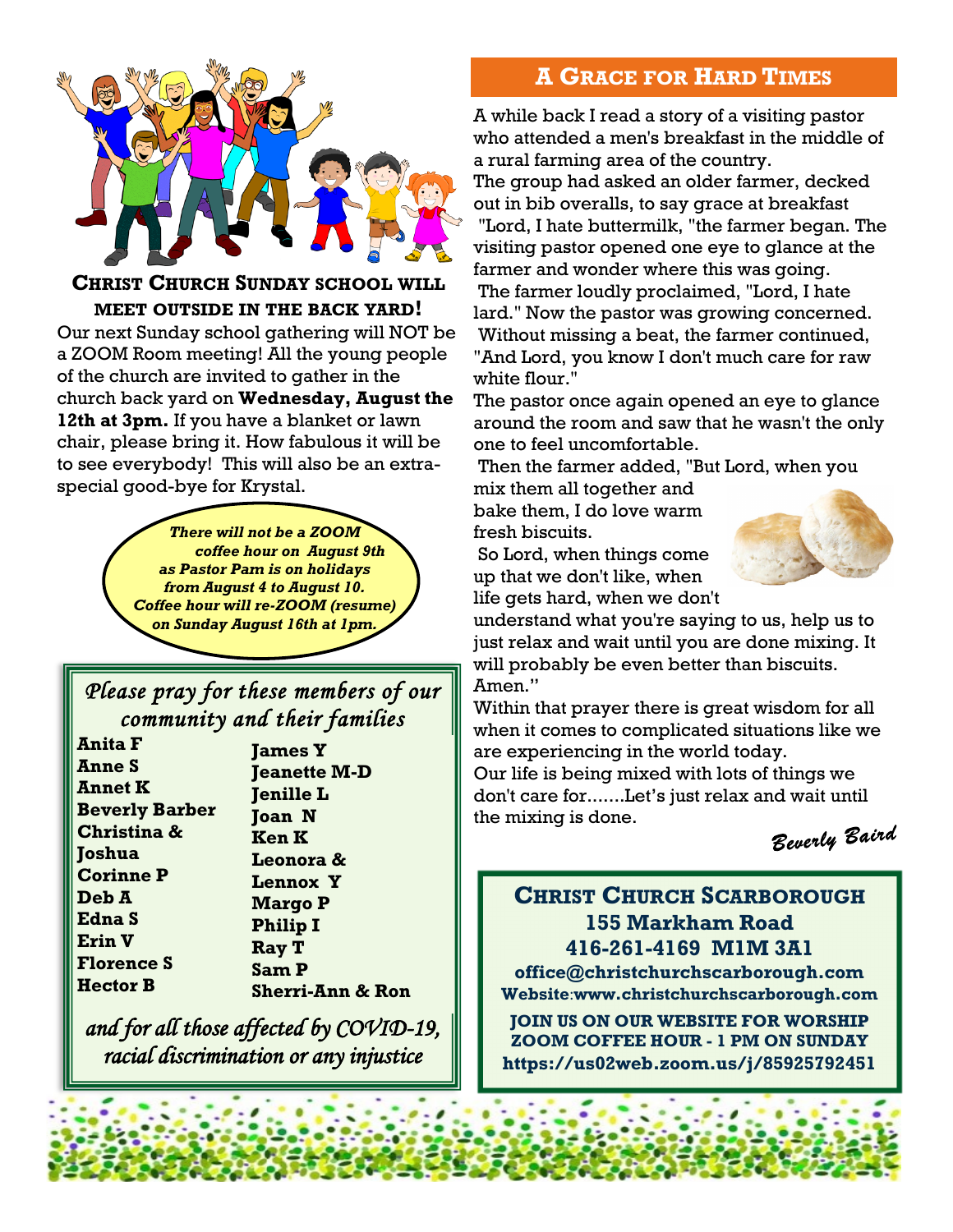## Christ Church Sunday school will meet outside in the back yard!

Our next Sunday school gathering will NOT be a ZOOM Room meeting! All the young people of the church are invited to gather in the church back yard on **Wednesday, August the 12th at 3pm.** If you have a blanket or lawn chair, please bring it. How fabulous it will be to see everybody! This will also be an extra-special good-bye for Krystal.

***There will not be a ZOOM coffee hour on August 9th as Pastor Pam is on holidays from August 4 to August 10. Coffee hour will re-ZOOM (resume) on Sunday August 16th at 1pm.***

### *Please pray for these members of our community and their families*

**Anita F**
**Anne S**
**Annet K**
**Beverly Barber**
**Christina & Joshua**
**Corinne P**
**Deb A**
**Edna S**
**Erin V**
**Florence S**
**Hector B**
**James Y**
**Jeanette M-D**
**Jenille L**
**Joan N**
**Ken K**
**Leonora & Lennox Y**
**Margo P**
**Philip I**
**Ray T**
**Sam P**
**Sherri-Ann & Ron**

*and for all those affected by COVID-19, racial discrimination or any injustice*

## A Grace for Hard Times

A while back I read a story of a visiting pastor who attended a men's breakfast in the middle of a rural farming area of the country.

The group had asked an older farmer, decked out in bib overalls, to say grace at breakfast

"Lord, I hate buttermilk, "the farmer began. The visiting pastor opened one eye to glance at the farmer and wonder where this was going.

The farmer loudly proclaimed, "Lord, I hate lard." Now the pastor was growing concerned.

Without missing a beat, the farmer continued, "And Lord, you know I don't much care for raw white flour."

The pastor once again opened an eye to glance around the room and saw that he wasn't the only one to feel uncomfortable.

Then the farmer added, "But Lord, when you mix them all together and bake them, I do love warm fresh biscuits.

So Lord, when things come up that we don't like, when life gets hard, when we don't understand what you're saying to us, help us to just relax and wait until you are done mixing. It will probably be even better than biscuits. Amen."

Within that prayer there is great wisdom for all when it comes to complicated situations like we are experiencing in the world today.

Our life is being mixed with lots of things we don't care for.......Let's just relax and wait until the mixing is done.

*Beverly Baird*

**CHRIST CHURCH SCARBOROUGH**
**155 Markham Road**
**416-261-4169 M1M 3A1**
**office@christchurchscarborough.com**
**Website:www.christchurchscarborough.com**

**JOIN US ON OUR WEBSITE FOR WORSHIP**
**ZOOM COFFEE HOUR - 1 PM ON SUNDAY**
**https://us02web.zoom.us/j/85925792451**